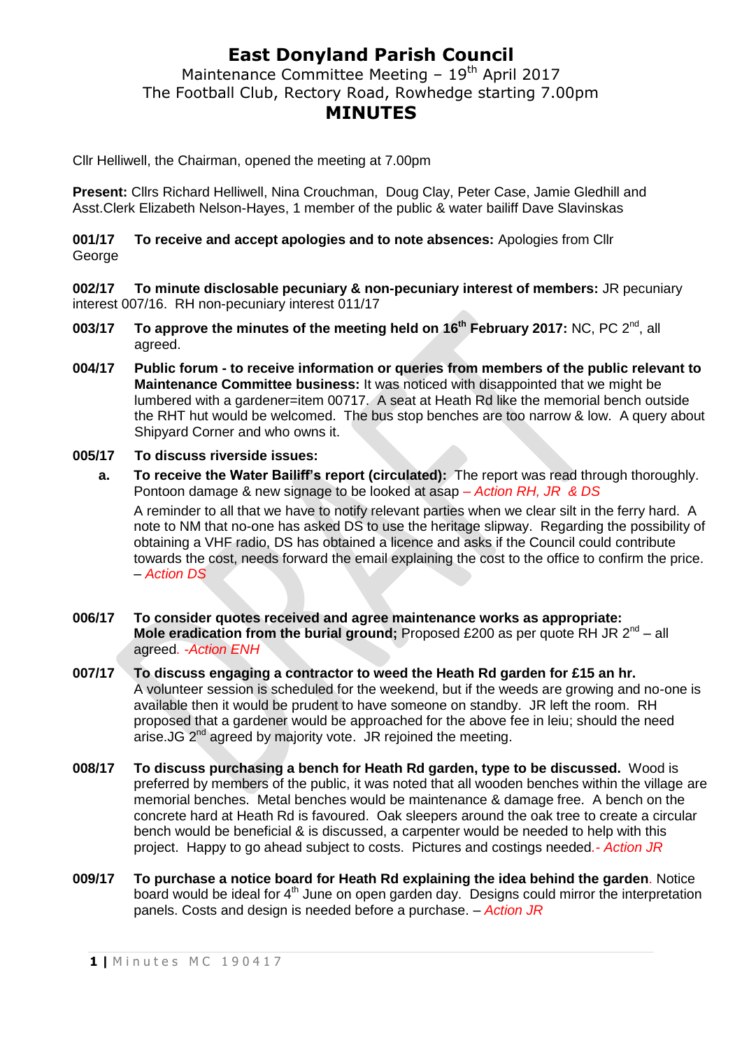# East Donyland Parish Council

Maintenance Committee Meeting – 19th April 2017
The Football Club, Rectory Road, Rowhedge starting 7.00pm

## MINUTES

Cllr Helliwell, the Chairman, opened the meeting at 7.00pm

**Present:** Cllrs Richard Helliwell, Nina Crouchman, Doug Clay, Peter Case, Jamie Gledhill and Asst.Clerk Elizabeth Nelson-Hayes, 1 member of the public & water bailiff Dave Slavinskas

**001/17 To receive and accept apologies and to note absences:** Apologies from Cllr George

**002/17 To minute disclosable pecuniary & non-pecuniary interest of members:** JR pecuniary interest 007/16. RH non-pecuniary interest 011/17

**003/17 To approve the minutes of the meeting held on 16th February 2017:** NC, PC 2nd, all agreed.

**004/17 Public forum - to receive information or queries from members of the public relevant to Maintenance Committee business:** It was noticed with disappointed that we might be lumbered with a gardener=item 00717. A seat at Heath Rd like the memorial bench outside the RHT hut would be welcomed. The bus stop benches are too narrow & low. A query about Shipyard Corner and who owns it.

**005/17 To discuss riverside issues:**

**a. To receive the Water Bailiff's report (circulated):** The report was read through thoroughly. Pontoon damage & new signage to be looked at asap *– Action RH, JR & DS*

A reminder to all that we have to notify relevant parties when we clear silt in the ferry hard. A note to NM that no-one has asked DS to use the heritage slipway. Regarding the possibility of obtaining a VHF radio, DS has obtained a licence and asks if the Council could contribute towards the cost, needs forward the email explaining the cost to the office to confirm the price. *– Action DS*

**006/17 To consider quotes received and agree maintenance works as appropriate: Mole eradication from the burial ground;** Proposed £200 as per quote RH JR 2nd – all agreed. *-Action ENH*

**007/17 To discuss engaging a contractor to weed the Heath Rd garden for £15 an hr.** A volunteer session is scheduled for the weekend, but if the weeds are growing and no-one is available then it would be prudent to have someone on standby. JR left the room. RH proposed that a gardener would be approached for the above fee in leiu; should the need arise.JG 2nd agreed by majority vote. JR rejoined the meeting.

**008/17 To discuss purchasing a bench for Heath Rd garden, type to be discussed.** Wood is preferred by members of the public, it was noted that all wooden benches within the village are memorial benches. Metal benches would be maintenance & damage free. A bench on the concrete hard at Heath Rd is favoured. Oak sleepers around the oak tree to create a circular bench would be beneficial & is discussed, a carpenter would be needed to help with this project. Happy to go ahead subject to costs. Pictures and costings needed.*- Action JR*

**009/17 To purchase a notice board for Heath Rd explaining the idea behind the garden**. Notice board would be ideal for 4th June on open garden day. Designs could mirror the interpretation panels. Costs and design is needed before a purchase. *– Action JR*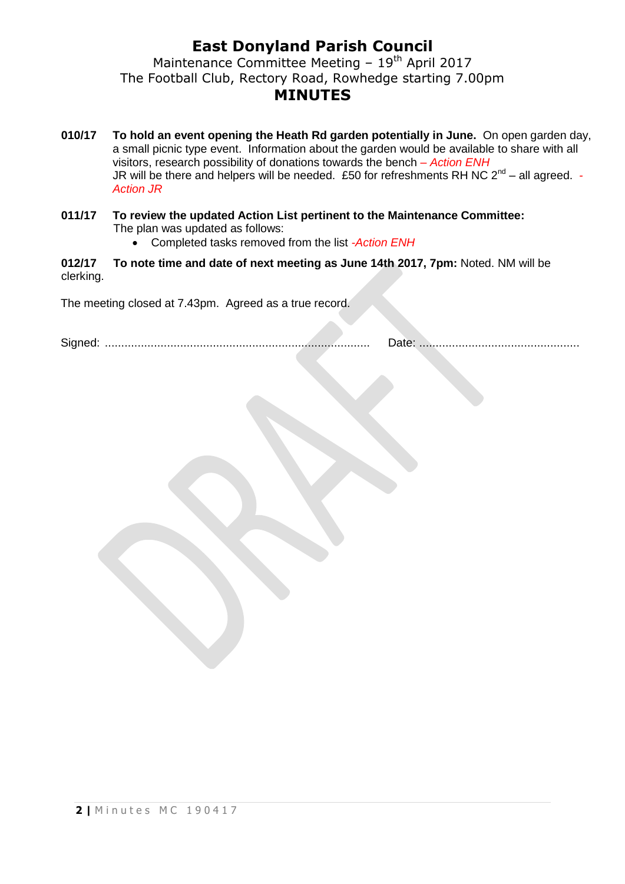# East Donyland Parish Council

Maintenance Committee Meeting – 19th April 2017
The Football Club, Rectory Road, Rowhedge starting 7.00pm

## MINUTES

**010/17 To hold an event opening the Heath Rd garden potentially in June.** On open garden day, a small picnic type event. Information about the garden would be available to share with all visitors, research possibility of donations towards the bench *– Action ENH*
JR will be there and helpers will be needed. £50 for refreshments RH NC 2nd – all agreed. *- Action JR*

**011/17 To review the updated Action List pertinent to the Maintenance Committee:**
The plan was updated as follows:

- Completed tasks removed from the list *-Action ENH*

**012/17 To note time and date of next meeting as June 14th 2017, 7pm:** Noted. NM will be clerking.

The meeting closed at 7.43pm. Agreed as a true record.

Signed: ................................................................................ Date: ................................................